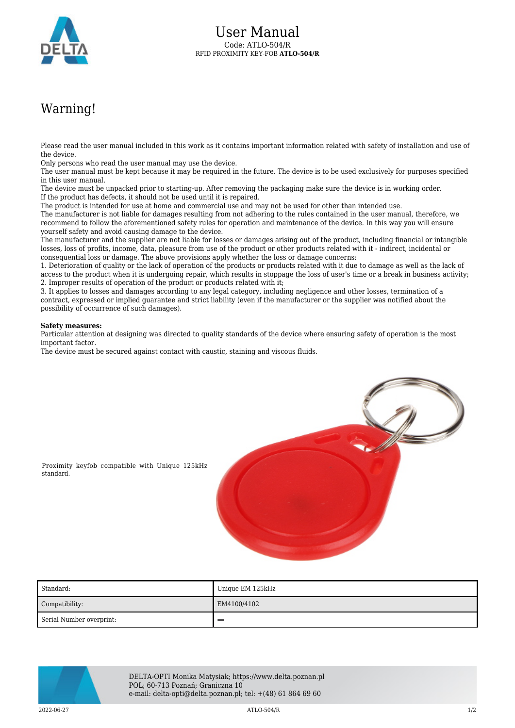# User Manual

Code: ATLO-504/R

RFID PROXIMITY KEY-FOB **ATLO-504/R**

# Warning!

Please read the user manual included in this work as it contains important information related with safety of installation and use of the device.
Only persons who read the user manual may use the device.
The user manual must be kept because it may be required in the future. The device is to be used exclusively for purposes specified in this user manual.
The device must be unpacked prior to starting-up. After removing the packaging make sure the device is in working order.
If the product has defects, it should not be used until it is repaired.
The product is intended for use at home and commercial use and may not be used for other than intended use.
The manufacturer is not liable for damages resulting from not adhering to the rules contained in the user manual, therefore, we recommend to follow the aforementioned safety rules for operation and maintenance of the device. In this way you will ensure yourself safety and avoid causing damage to the device.
The manufacturer and the supplier are not liable for losses or damages arising out of the product, including financial or intangible losses, loss of profits, income, data, pleasure from use of the product or other products related with it - indirect, incidental or consequential loss or damage. The above provisions apply whether the loss or damage concerns:
1. Deterioration of quality or the lack of operation of the products or products related with it due to damage as well as the lack of access to the product when it is undergoing repair, which results in stoppage the loss of user's time or a break in business activity;
2. Improper results of operation of the product or products related with it;
3. It applies to losses and damages according to any legal category, including negligence and other losses, termination of a contract, expressed or implied guarantee and strict liability (even if the manufacturer or the supplier was notified about the possibility of occurrence of such damages).

**Safety measures:**
Particular attention at designing was directed to quality standards of the device where ensuring safety of operation is the most important factor.
The device must be secured against contact with caustic, staining and viscous fluids.

Proximity keyfob compatible with Unique 125kHz standard.

| Standard: | Unique EM 125kHz |
| --- | --- |
| Compatibility: | EM4100/4102 |
| Serial Number overprint: | – |

DELTA-OPTI Monika Matysiak; https://www.delta.poznan.pl
POL; 60-713 Poznań; Graniczna 10
e-mail: delta-opti@delta.poznan.pl; tel: +(48) 61 864 69 60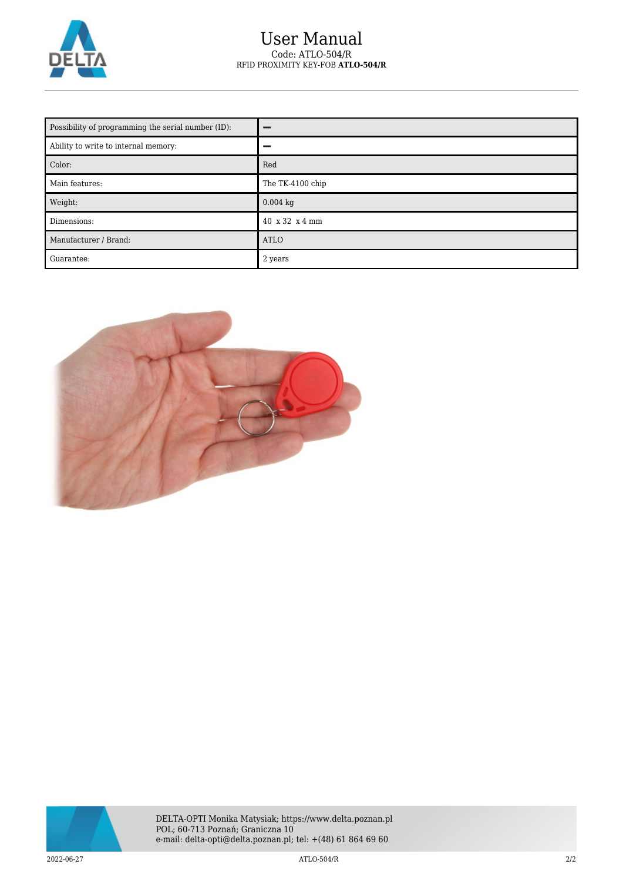# User Manual

Code: ATLO-504/R
RFID PROXIMITY KEY-FOB **ATLO-504/R**

| | |
|---|---|
| Possibility of programming the serial number (ID): | – |
| Ability to write to internal memory: | – |
| Color: | Red |
| Main features: | The TK-4100 chip |
| Weight: | 0.004 kg |
| Dimensions: | 40 x 32 x 4 mm |
| Manufacturer / Brand: | ATLO |
| Guarantee: | 2 years |

DELTA-OPTI Monika Matysiak; https://www.delta.poznan.pl
POL; 60-713 Poznań; Graniczna 10
e-mail: delta-opti@delta.poznan.pl; tel: +(48) 61 864 69 60

2022-06-27